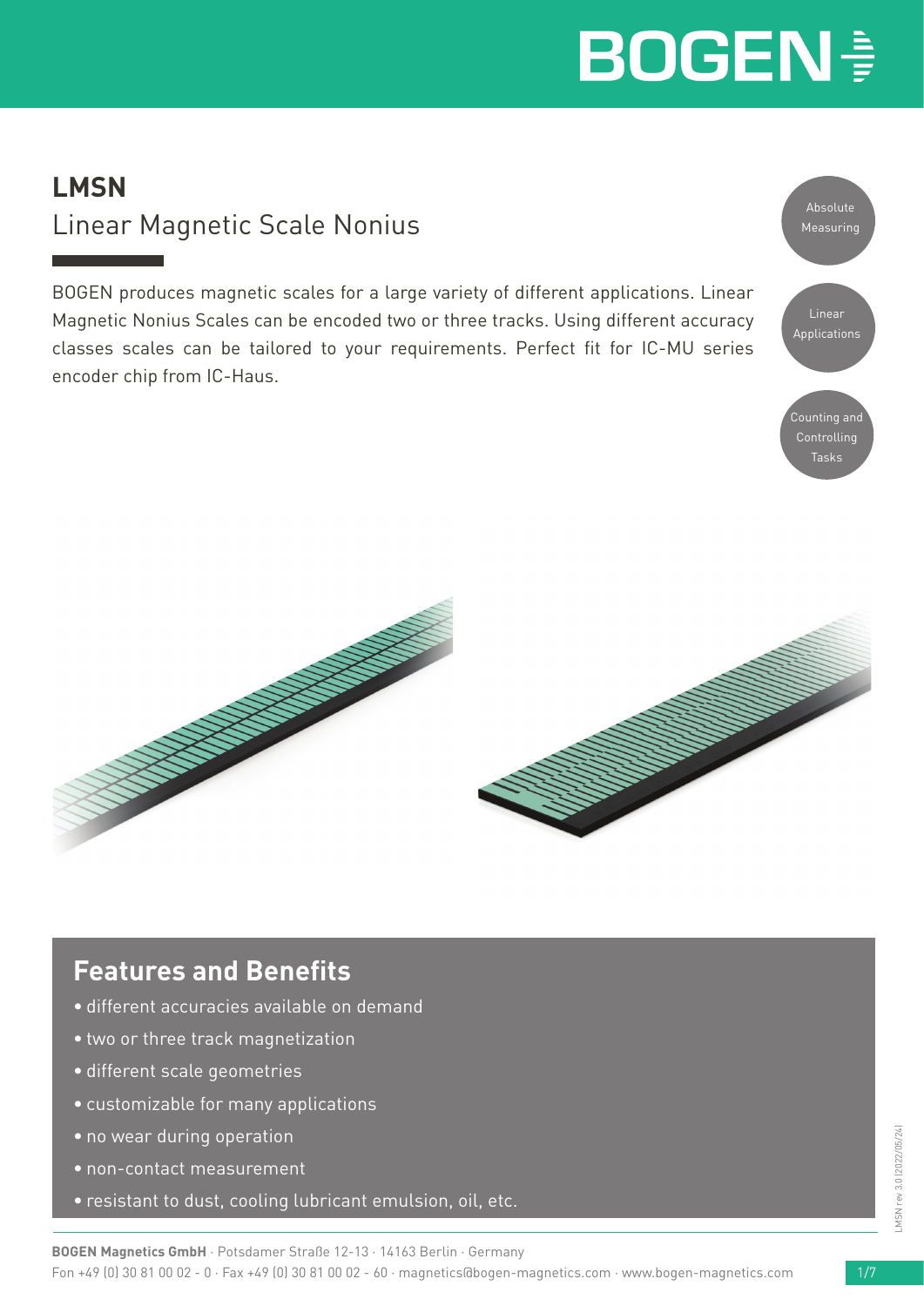# LMSN

## Linear Magnetic Scale Nonius

BOGEN produces magnetic scales for a large variety of different applications. Linear Magnetic Nonius Scales can be encoded two or three tracks. Using different accuracy classes scales can be tailored to your requirements. Perfect fit for IC-MU series encoder chip from IC-Haus.

Absolute Measuring

Linear Applications

Counting and Controlling Tasks

## Features and Benefits

- different accuracies available on demand
- two or three track magnetization
- different scale geometries
- customizable for many applications
- no wear during operation
- non-contact measurement
- resistant to dust, cooling lubricant emulsion, oil, etc.

LMSN rev 3.0 [2022/05/24]

**BOGEN Magnetics GmbH** · Potsdamer Straße 12-13 · 14163 Berlin · Germany
Fon +49 (0) 30 81 00 02 - 0 · Fax +49 (0) 30 81 00 02 - 60 · magnetics@bogen-magnetics.com · www.bogen-magnetics.com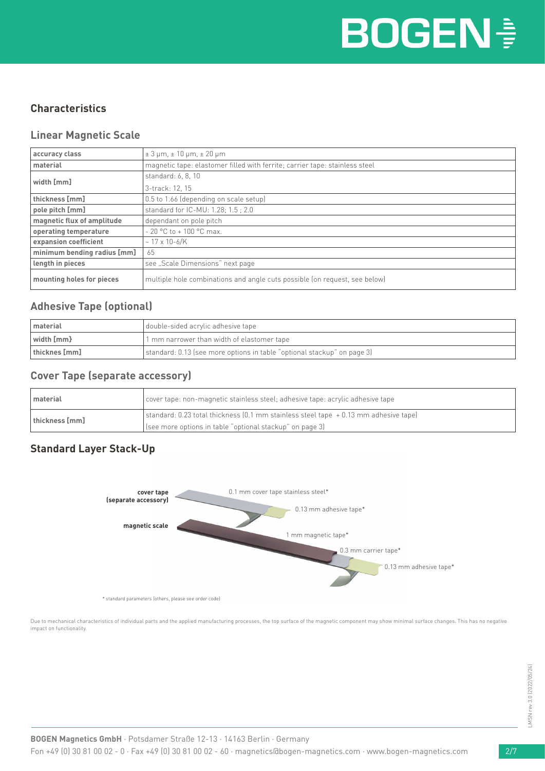## Characteristics

### Linear Magnetic Scale

| | |
|---|---|
| **accuracy class** | ± 3 µm, ± 10 µm, ± 20 µm |
| **material** | magnetic tape: elastomer filled with ferrite; carrier tape: stainless steel |
| **width [mm]** | standard: 6, 8, 10<br>3-track: 12, 15 |
| **thickness [mm]** | 0.5 to 1.66 (depending on scale setup) |
| **pole pitch [mm]** | standard for IC-MU: 1.28; 1.5 ; 2.0 |
| **magnetic flux of amplitude** | dependant on pole pitch |
| **operating temperature** | - 20 °C to + 100 °C max. |
| **expansion coefficient** | ~ 17 x 10-6/K |
| **minimum bending radius [mm]** | 65 |
| **length in pieces** | see „Scale Dimensions" next page |
| **mounting holes for pieces** | multiple hole combinations and angle cuts possible (on request, see below) |

### Adhesive Tape (optional)

| | |
|---|---|
| **material** | double-sided acrylic adhesive tape |
| **width [mm}** | 1 mm narrower than width of elastomer tape |
| **thicknes [mm]** | standard: 0.13 (see more options in table "optional stackup" on page 3) |

### Cover Tape (separate accessory)

| | |
|---|---|
| **material** | cover tape: non-magnetic stainless steel; adhesive tape: acrylic adhesive tape |
| **thickness [mm]** | standard: 0.23 total thickness (0.1 mm stainless steel tape + 0.13 mm adhesive tape)<br>(see more options in table "optional stackup" on page 3) |

### Standard Layer Stack-Up

**cover tape (separate accessory)**: 0.1 mm cover tape stainless steel*, 0.13 mm adhesive tape*

**magnetic scale**: 1 mm magnetic tape*, 0.3 mm carrier tape*, 0.13 mm adhesive tape*

\* standard parameters (others, please see order code)

Due to mechanical characteristics of individual parts and the applied manufacturing processes, the top surface of the magnetic component may show minimal surface changes. This has no negative impact on functionality.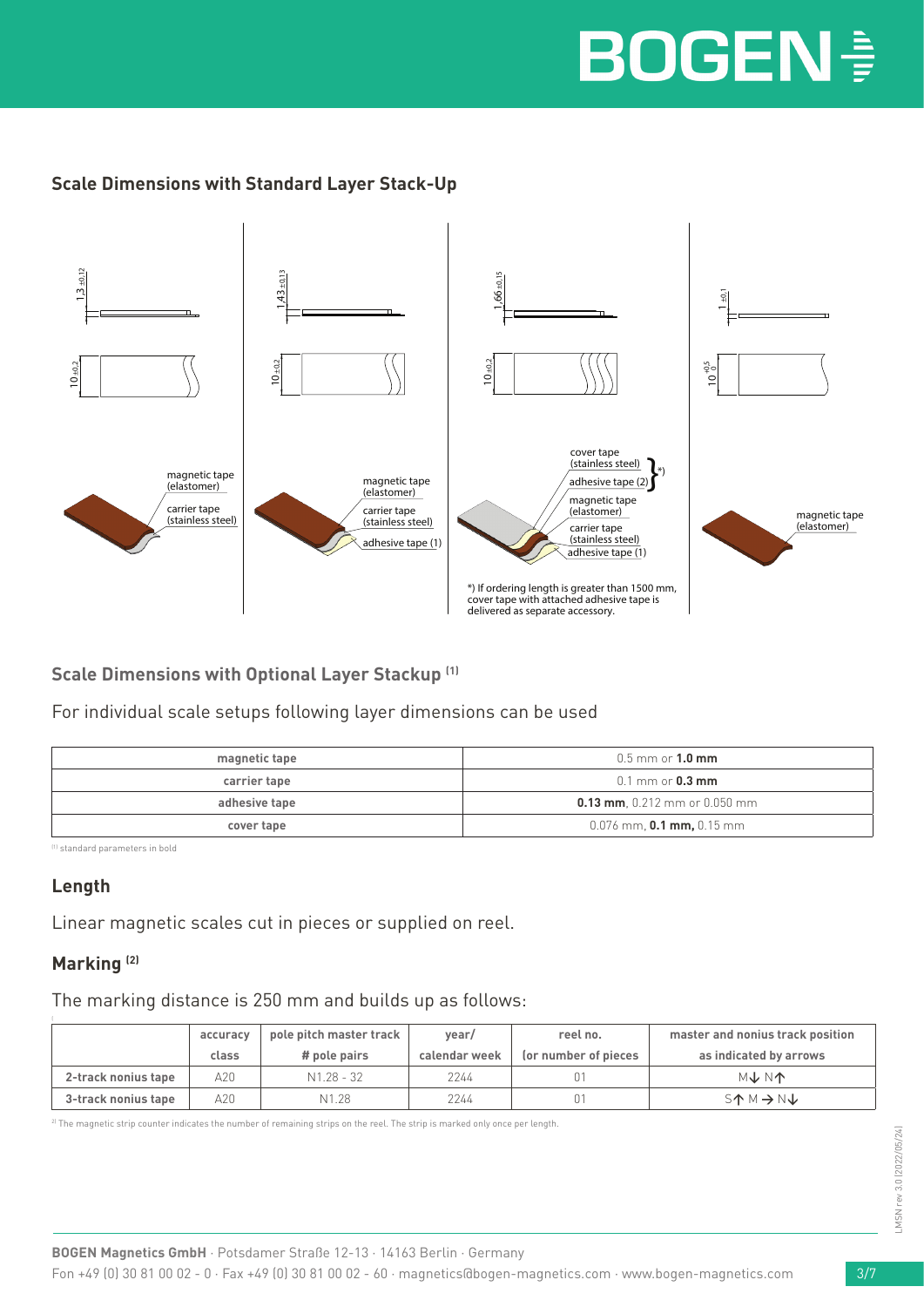## Scale Dimensions with Standard Layer Stack-Up

$1{,}3_{\pm 0{,}12}$

$10_{\pm 0{,}2}$

magnetic tape (elastomer)

carrier tape (stainless steel)

$1{,}43_{\pm 0{,}13}$

$10_{\pm 0{,}2}$

magnetic tape (elastomer)

carrier tape (stainless steel)

adhesive tape (1)

$1{,}66_{\pm 0{,}15}$

$10_{\pm 0{,}2}$

cover tape (stainless steel)

adhesive tape (2) *)

magnetic tape (elastomer)

carrier tape (stainless steel)

adhesive tape (1)

*) If ordering length is greater than 1500 mm, cover tape with attached adhesive tape is delivered as separate accessory.

$1_{\pm 0{,}1}$

$10^{+0{,}5}_{0}$

magnetic tape (elastomer)

## Scale Dimensions with Optional Layer Stackup [1]

For individual scale setups following layer dimensions can be used

| | |
|---|---|
| **magnetic tape** | 0.5 mm or **1.0 mm** |
| **carrier tape** | 0.1 mm or **0.3 mm** |
| **adhesive tape** | **0.13 mm**, 0.212 mm or 0.050 mm |
| **cover tape** | 0.076 mm, **0.1 mm,** 0.15 mm |

[1] standard parameters in bold

## Length

Linear magnetic scales cut in pieces or supplied on reel.

## Marking [2]

The marking distance is 250 mm and builds up as follows:

| | accuracy class | pole pitch master track # pole pairs | year/ calendar week | reel no. (or number of pieces | master and nonius track position as indicated by arrows |
|---|---|---|---|---|---|
| **2-track nonius tape** | A20 | N1.28 - 32 | 2244 | 01 | M↓ N↑ |
| **3-track nonius tape** | A20 | N1.28 | 2244 | 01 | S↑ M → N↓ |

[2] The magnetic strip counter indicates the number of remaining strips on the reel. The strip is marked only once per length.

**BOGEN Magnetics GmbH** · Potsdamer Straße 12-13 · 14163 Berlin · Germany
Fon +49 (0) 30 81 00 02 - 0 · Fax +49 (0) 30 81 00 02 - 60 · magnetics@bogen-magnetics.com · www.bogen-magnetics.com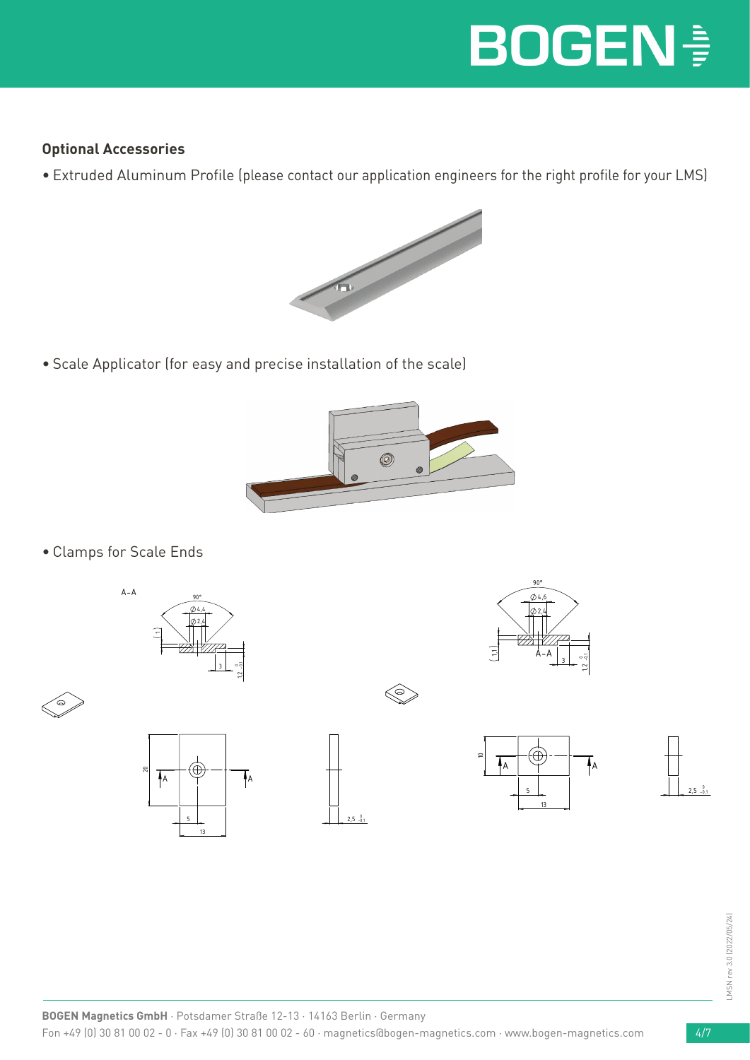**Optional Accessories**

- Extruded Aluminum Profile (please contact our application engineers for the right profile for your LMS)

- Scale Applicator (for easy and precise installation of the scale)

- Clamps for Scale Ends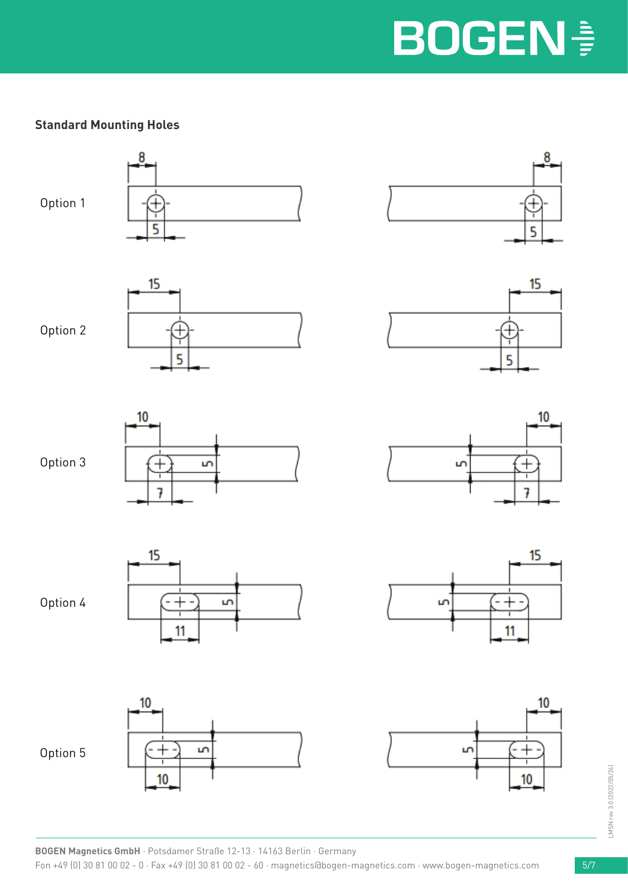## Standard Mounting Holes

Option 1

Option 2

Option 3

Option 4

Option 5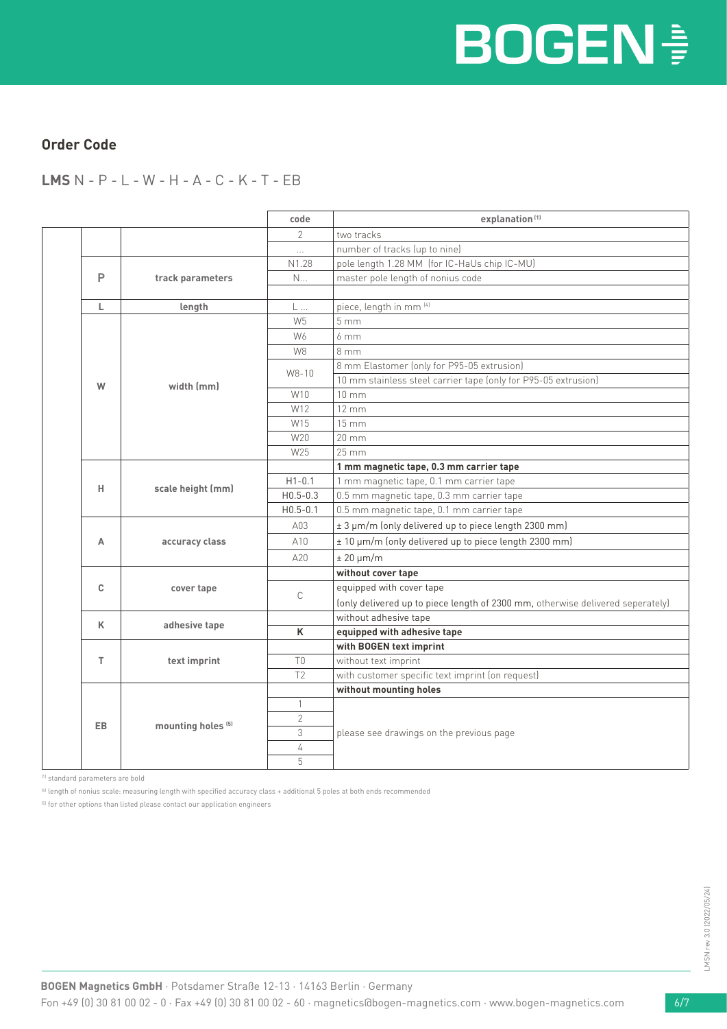## Order Code

**LMS** N - P - L - W - H - A - C - K - T - EB

| | | | code | explanation[1] |
|---|---|---|---|---|
| | | | 2 | two tracks |
| | | | ... | number of tracks (up to nine) |
| | P | track parameters | N1.28 | pole length 1.28 MM (for IC-HaUs chip IC-MU) |
| | | | N... | master pole length of nonius code |
| | | | | |
| | L | length | L ... | piece, length in mm [4] |
| | W | width (mm) | W5 | 5 mm |
| | | | W6 | 6 mm |
| | | | W8 | 8 mm |
| | | | W8-10 | 8 mm Elastomer (only for P95-05 extrusion) |
| | | | | 10 mm stainless steel carrier tape (only for P95-05 extrusion) |
| | | | W10 | 10 mm |
| | | | W12 | 12 mm |
| | | | W15 | 15 mm |
| | | | W20 | 20 mm |
| | | | W25 | 25 mm |
| | H | scale height (mm) | | **1 mm magnetic tape, 0.3 mm carrier tape** |
| | | | H1-0.1 | 1 mm magnetic tape, 0.1 mm carrier tape |
| | | | H0.5-0.3 | 0.5 mm magnetic tape, 0.3 mm carrier tape |
| | | | H0.5-0.1 | 0.5 mm magnetic tape, 0.1 mm carrier tape |
| | A | accuracy class | A03 | ± 3 µm/m (only delivered up to piece length 2300 mm) |
| | | | A10 | ± 10 µm/m (only delivered up to piece length 2300 mm) |
| | | | A20 | ± 20 µm/m |
| | C | cover tape | | **without cover tape** |
| | | | C | equipped with cover tape |
| | | | | (only delivered up to piece length of 2300 mm, otherwise delivered seperately) |
| | K | adhesive tape | | without adhesive tape |
| | | | **K** | **equipped with adhesive tape** |
| | T | text imprint | | **with BOGEN text imprint** |
| | | | T0 | without text imprint |
| | | | T2 | with customer specific text imprint (on request) |
| | EB | mounting holes [5] | | **without mounting holes** |
| | | | 1 | please see drawings on the previous page |
| | | | 2 | |
| | | | 3 | |
| | | | 4 | |
| | | | 5 | |

[1] standard parameters are bold

[4] length of nonius scale: measuring length with specified accuracy class + additional 5 poles at both ends recommended

[5] for other options than listed please contact our application engineers

LMSN rev 3.0 (2022/05/24)

**BOGEN Magnetics GmbH** · Potsdamer Straße 12-13 · 14163 Berlin · Germany
Fon +49 (0) 30 81 00 02 - 0 · Fax +49 (0) 30 81 00 02 - 60 · magnetics@bogen-magnetics.com · www.bogen-magnetics.com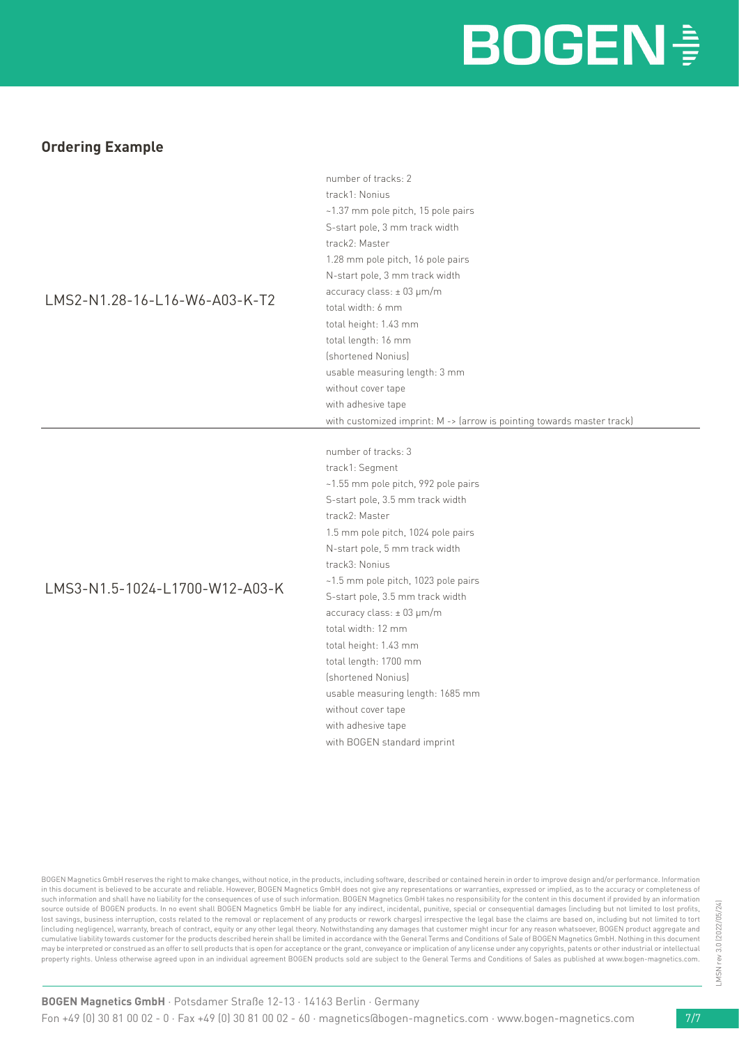## Ordering Example

| | |
|---|---|
| LMS2-N1.28-16-L16-W6-A03-K-T2 | number of tracks: 2<br>track1: Nonius<br>~1.37 mm pole pitch, 15 pole pairs<br>S-start pole, 3 mm track width<br>track2: Master<br>1.28 mm pole pitch, 16 pole pairs<br>N-start pole, 3 mm track width<br>accuracy class: ± 03 µm/m<br>total width: 6 mm<br>total height: 1.43 mm<br>total length: 16 mm<br>(shortened Nonius)<br>usable measuring length: 3 mm<br>without cover tape<br>with adhesive tape<br>with customized imprint: M -> (arrow is pointing towards master track) |
| LMS3-N1.5-1024-L1700-W12-A03-K | number of tracks: 3<br>track1: Segment<br>~1.55 mm pole pitch, 992 pole pairs<br>S-start pole, 3.5 mm track width<br>track2: Master<br>1.5 mm pole pitch, 1024 pole pairs<br>N-start pole, 5 mm track width<br>track3: Nonius<br>~1.5 mm pole pitch, 1023 pole pairs<br>S-start pole, 3.5 mm track width<br>accuracy class: ± 03 µm/m<br>total width: 12 mm<br>total height: 1.43 mm<br>total length: 1700 mm<br>(shortened Nonius)<br>usable measuring length: 1685 mm<br>without cover tape<br>with adhesive tape<br>with BOGEN standard imprint |

BOGEN Magnetics GmbH reserves the right to make changes, without notice, in the products, including software, described or contained herein in order to improve design and/or performance. Information in this document is believed to be accurate and reliable. However, BOGEN Magnetics GmbH does not give any representations or warranties, expressed or implied, as to the accuracy or completeness of such information and shall have no liability for the consequences of use of such information. BOGEN Magnetics GmbH takes no responsibility for the content in this document if provided by an information source outside of BOGEN products. In no event shall BOGEN Magnetics GmbH be liable for any indirect, incidental, punitive, special or consequential damages (including but not limited to lost profits, lost savings, business interruption, costs related to the removal or replacement of any products or rework charges) irrespective the legal base the claims are based on, including but not limited to tort (including negligence), warranty, breach of contract, equity or any other legal theory. Notwithstanding any damages that customer might incur for any reason whatsoever, BOGEN product aggregate and cumulative liability towards customer for the products described herein shall be limited in accordance with the General Terms and Conditions of Sale of BOGEN Magnetics GmbH. Nothing in this document may be interpreted or construed as an offer to sell products that is open for acceptance or the grant, conveyance or implication of any license under any copyrights, patents or other industrial or intellectual property rights. Unless otherwise agreed upon in an individual agreement BOGEN products sold are subject to the General Terms and Conditions of Sales as published at www.bogen-magnetics.com.

**BOGEN Magnetics GmbH** · Potsdamer Straße 12-13 · 14163 Berlin · Germany
Fon +49 (0) 30 81 00 02 - 0 · Fax +49 (0) 30 81 00 02 - 60 · magnetics@bogen-magnetics.com · www.bogen-magnetics.com

LMSN rev 3.0 (2022/05/24)